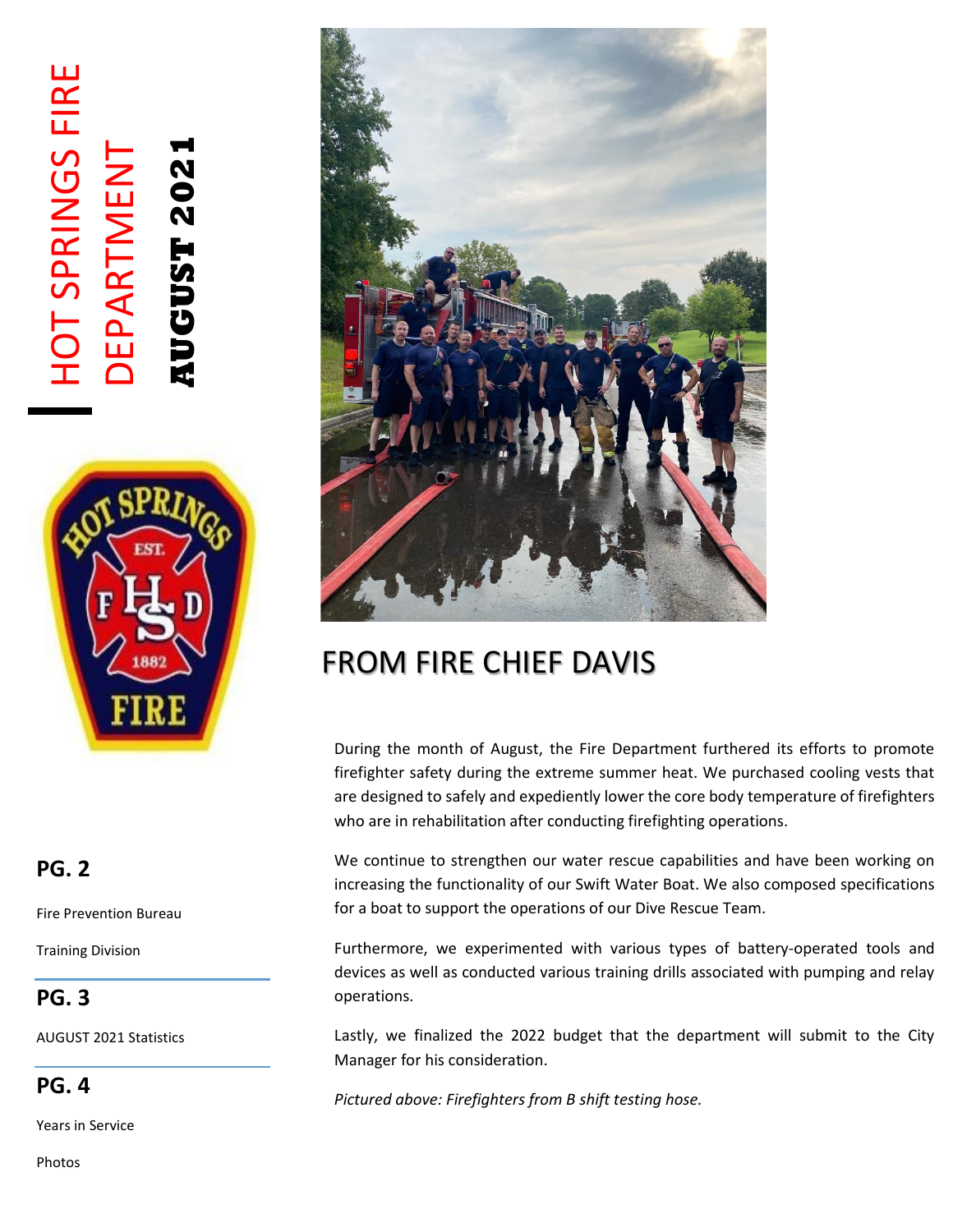# HOT SPRINGS FIRE DEPARTMENT

**AUGUST 2021**

**PG. 2**

Fire Prevention Bureau

Training Division

**PG. 3**

AUGUST 2021 Statistics

**PG. 4**

Years in Service

Photos

## FROM FIRE CHIEF DAVIS

During the month of August, the Fire Department furthered its efforts to promote firefighter safety during the extreme summer heat. We purchased cooling vests that are designed to safely and expediently lower the core body temperature of firefighters who are in rehabilitation after conducting firefighting operations.

We continue to strengthen our water rescue capabilities and have been working on increasing the functionality of our Swift Water Boat. We also composed specifications for a boat to support the operations of our Dive Rescue Team.

Furthermore, we experimented with various types of battery-operated tools and devices as well as conducted various training drills associated with pumping and relay operations.

Lastly, we finalized the 2022 budget that the department will submit to the City Manager for his consideration.

*Pictured above: Firefighters from B shift testing hose.*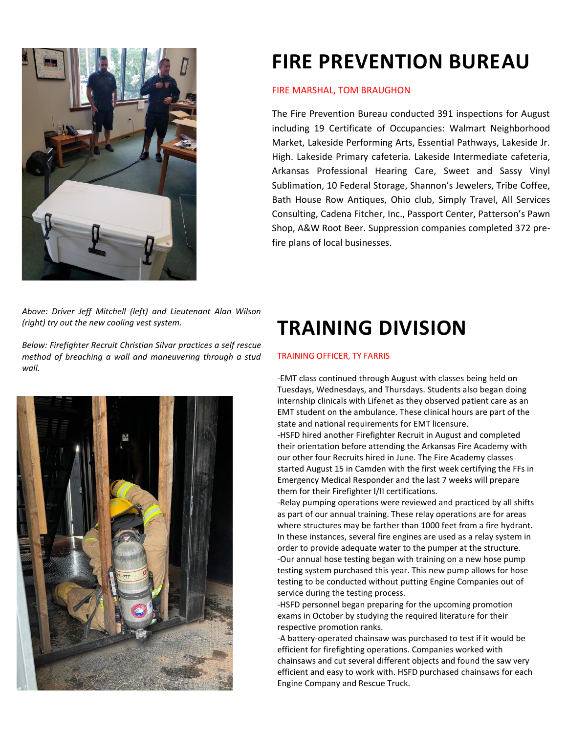# FIRE PREVENTION BUREAU

FIRE MARSHAL, TOM BRAUGHON

The Fire Prevention Bureau conducted 391 inspections for August including 19 Certificate of Occupancies: Walmart Neighborhood Market, Lakeside Performing Arts, Essential Pathways, Lakeside Jr. High. Lakeside Primary cafeteria. Lakeside Intermediate cafeteria, Arkansas Professional Hearing Care, Sweet and Sassy Vinyl Sublimation, 10 Federal Storage, Shannon's Jewelers, Tribe Coffee, Bath House Row Antiques, Ohio club, Simply Travel, All Services Consulting, Cadena Fitcher, Inc., Passport Center, Patterson's Pawn Shop, A&W Root Beer. Suppression companies completed 372 pre-fire plans of local businesses.

*Above: Driver Jeff Mitchell (left) and Lieutenant Alan Wilson (right) try out the new cooling vest system.*

*Below: Firefighter Recruit Christian Silvar practices a self rescue method of breaching a wall and maneuvering through a stud wall.*

# TRAINING DIVISION

TRAINING OFFICER, TY FARRIS

-EMT class continued through August with classes being held on Tuesdays, Wednesdays, and Thursdays. Students also began doing internship clinicals with Lifenet as they observed patient care as an EMT student on the ambulance. These clinical hours are part of the state and national requirements for EMT licensure.

-HSFD hired another Firefighter Recruit in August and completed their orientation before attending the Arkansas Fire Academy with our other four Recruits hired in June. The Fire Academy classes started August 15 in Camden with the first week certifying the FFs in Emergency Medical Responder and the last 7 weeks will prepare them for their Firefighter I/II certifications.

-Relay pumping operations were reviewed and practiced by all shifts as part of our annual training. These relay operations are for areas where structures may be farther than 1000 feet from a fire hydrant. In these instances, several fire engines are used as a relay system in order to provide adequate water to the pumper at the structure.

-Our annual hose testing began with training on a new hose pump testing system purchased this year. This new pump allows for hose testing to be conducted without putting Engine Companies out of service during the testing process.

-HSFD personnel began preparing for the upcoming promotion exams in October by studying the required literature for their respective promotion ranks.

-A battery-operated chainsaw was purchased to test if it would be efficient for firefighting operations. Companies worked with chainsaws and cut several different objects and found the saw very efficient and easy to work with. HSFD purchased chainsaws for each Engine Company and Rescue Truck.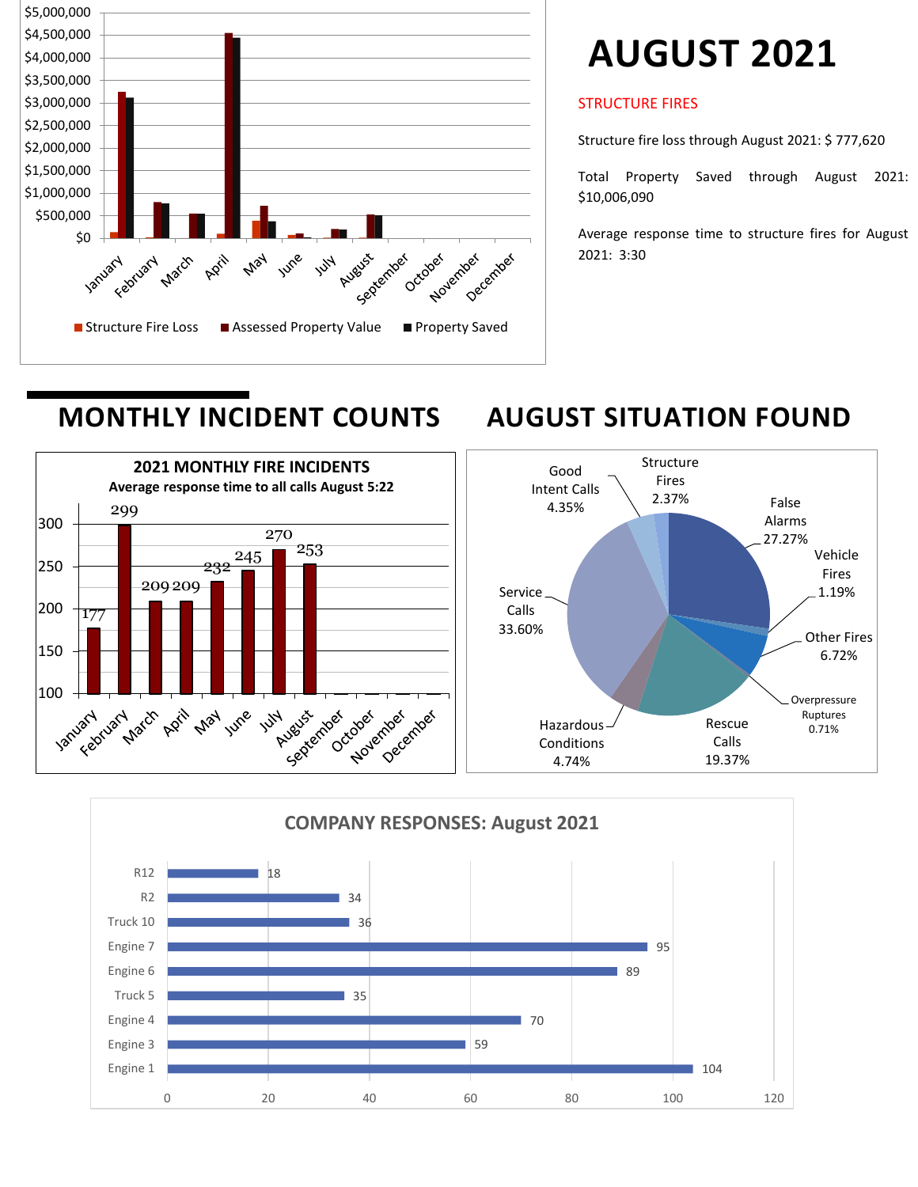# AUGUST 2021

STRUCTURE FIRES

Structure fire loss through August 2021: $ 777,620

Total Property Saved through August 2021: $10,006,090

Average response time to structure fires for August 2021: 3:30

## MONTHLY INCIDENT COUNTS

**2021 MONTHLY FIRE INCIDENTS**

**Average response time to all calls August 5:22**

| Month | Incidents |
|---|---|
| January | 177 |
| February | 299 |
| March | 209 |
| April | 209 |
| May | 232 |
| June | 245 |
| July | 270 |
| August | 253 |
| September | |
| October | |
| November | |
| December | |

## AUGUST SITUATION FOUND

| Situation | Percent |
|---|---|
| Structure Fires | 2.37% |
| False Alarms | 27.27% |
| Vehicle Fires | 1.19% |
| Other Fires | 6.72% |
| Overpressure Ruptures | 0.71% |
| Rescue Calls | 19.37% |
| Hazardous Conditions | 4.74% |
| Service Calls | 33.60% |
| Good Intent Calls | 4.35% |

**COMPANY RESPONSES: August 2021**

| Company | Responses |
|---|---|
| R12 | 18 |
| R2 | 34 |
| Truck 10 | 36 |
| Engine 7 | 95 |
| Engine 6 | 89 |
| Truck 5 | 35 |
| Engine 4 | 70 |
| Engine 3 | 59 |
| Engine 1 | 104 |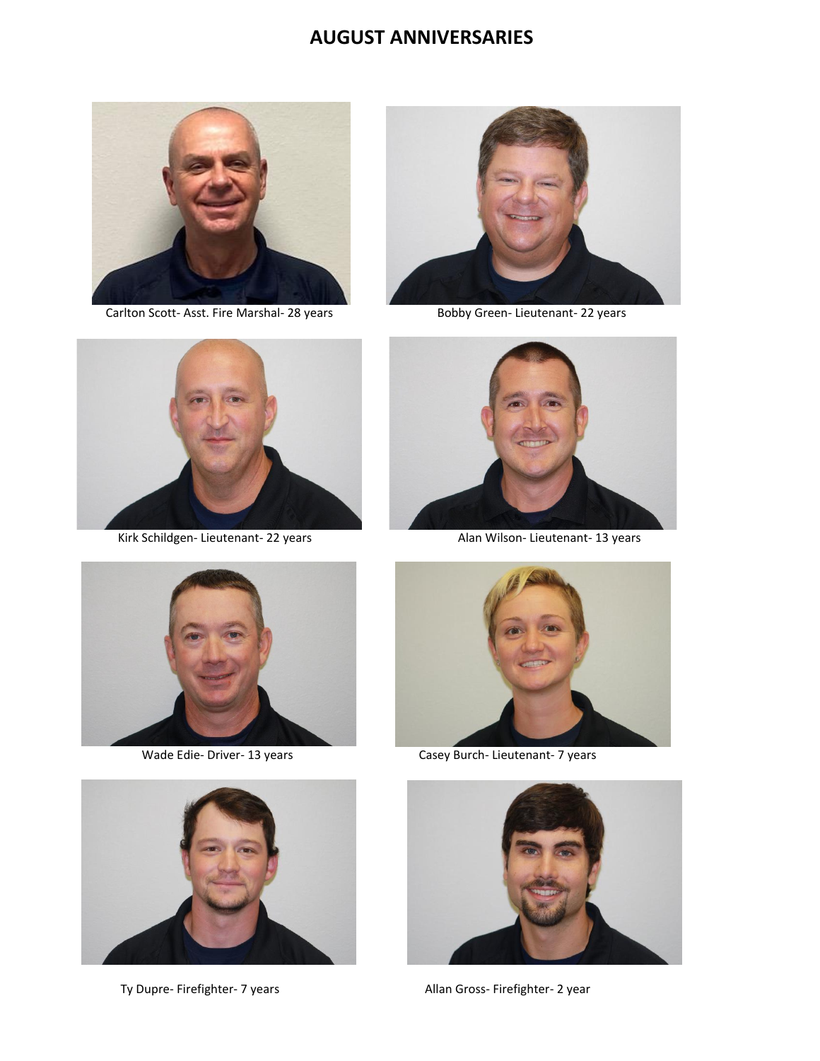# AUGUST ANNIVERSARIES

Carlton Scott- Asst. Fire Marshal- 28 years

Bobby Green- Lieutenant- 22 years

Kirk Schildgen- Lieutenant- 22 years

Alan Wilson- Lieutenant- 13 years

Wade Edie- Driver- 13 years

Casey Burch- Lieutenant- 7 years

Ty Dupre- Firefighter- 7 years

Allan Gross- Firefighter- 2 year